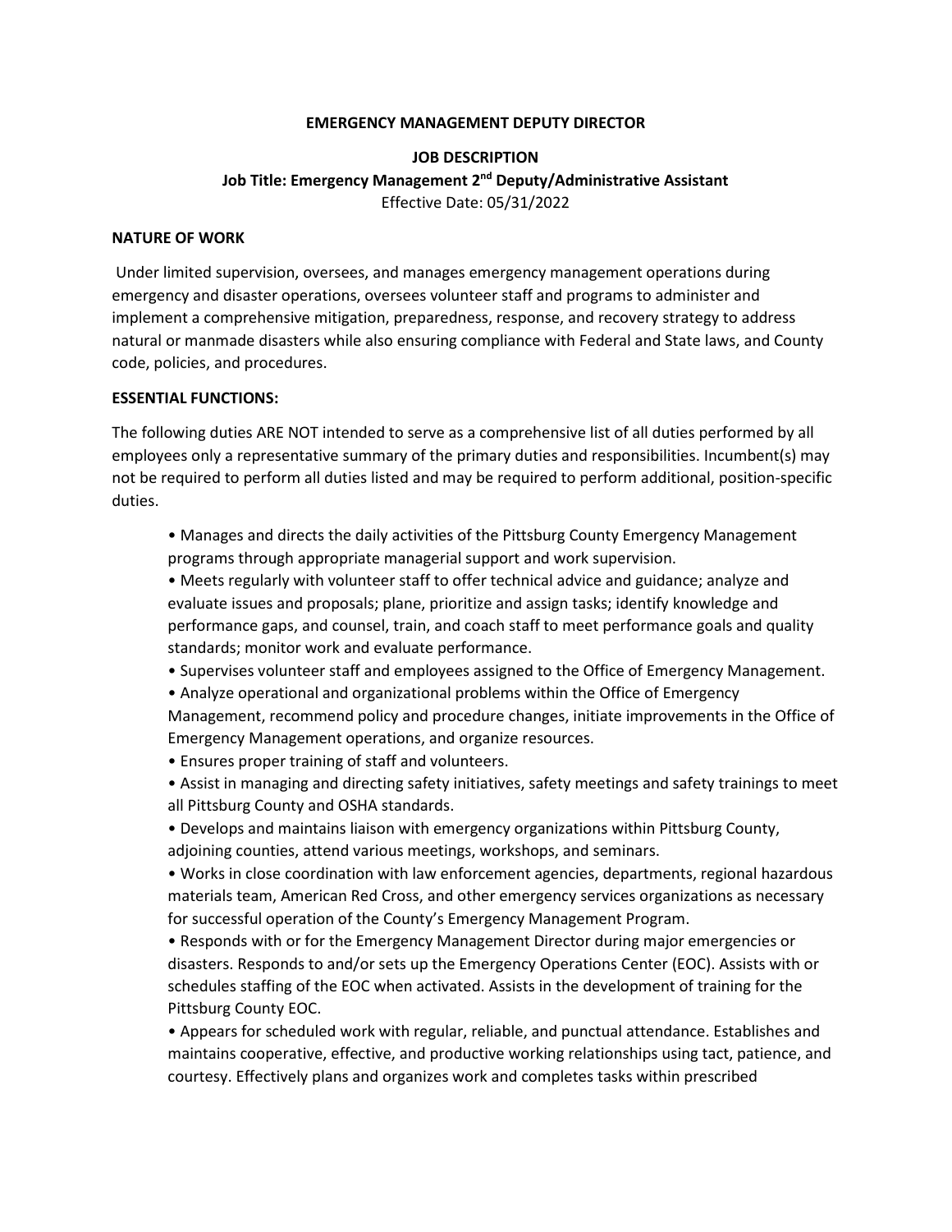# EMERGENCY MANAGEMENT DEPUTY DIRECTOR

## JOB DESCRIPTION

**Job Title: Emergency Management 2nd Deputy/Administrative Assistant**

Effective Date: 05/31/2022

### NATURE OF WORK

Under limited supervision, oversees, and manages emergency management operations during emergency and disaster operations, oversees volunteer staff and programs to administer and implement a comprehensive mitigation, preparedness, response, and recovery strategy to address natural or manmade disasters while also ensuring compliance with Federal and State laws, and County code, policies, and procedures.

### ESSENTIAL FUNCTIONS:

The following duties ARE NOT intended to serve as a comprehensive list of all duties performed by all employees only a representative summary of the primary duties and responsibilities. Incumbent(s) may not be required to perform all duties listed and may be required to perform additional, position-specific duties.

- Manages and directs the daily activities of the Pittsburg County Emergency Management programs through appropriate managerial support and work supervision.
- Meets regularly with volunteer staff to offer technical advice and guidance; analyze and evaluate issues and proposals; plane, prioritize and assign tasks; identify knowledge and performance gaps, and counsel, train, and coach staff to meet performance goals and quality standards; monitor work and evaluate performance.
- Supervises volunteer staff and employees assigned to the Office of Emergency Management.
- Analyze operational and organizational problems within the Office of Emergency Management, recommend policy and procedure changes, initiate improvements in the Office of Emergency Management operations, and organize resources.
- Ensures proper training of staff and volunteers.
- Assist in managing and directing safety initiatives, safety meetings and safety trainings to meet all Pittsburg County and OSHA standards.
- Develops and maintains liaison with emergency organizations within Pittsburg County, adjoining counties, attend various meetings, workshops, and seminars.
- Works in close coordination with law enforcement agencies, departments, regional hazardous materials team, American Red Cross, and other emergency services organizations as necessary for successful operation of the County's Emergency Management Program.
- Responds with or for the Emergency Management Director during major emergencies or disasters. Responds to and/or sets up the Emergency Operations Center (EOC). Assists with or schedules staffing of the EOC when activated. Assists in the development of training for the Pittsburg County EOC.
- Appears for scheduled work with regular, reliable, and punctual attendance. Establishes and maintains cooperative, effective, and productive working relationships using tact, patience, and courtesy. Effectively plans and organizes work and completes tasks within prescribed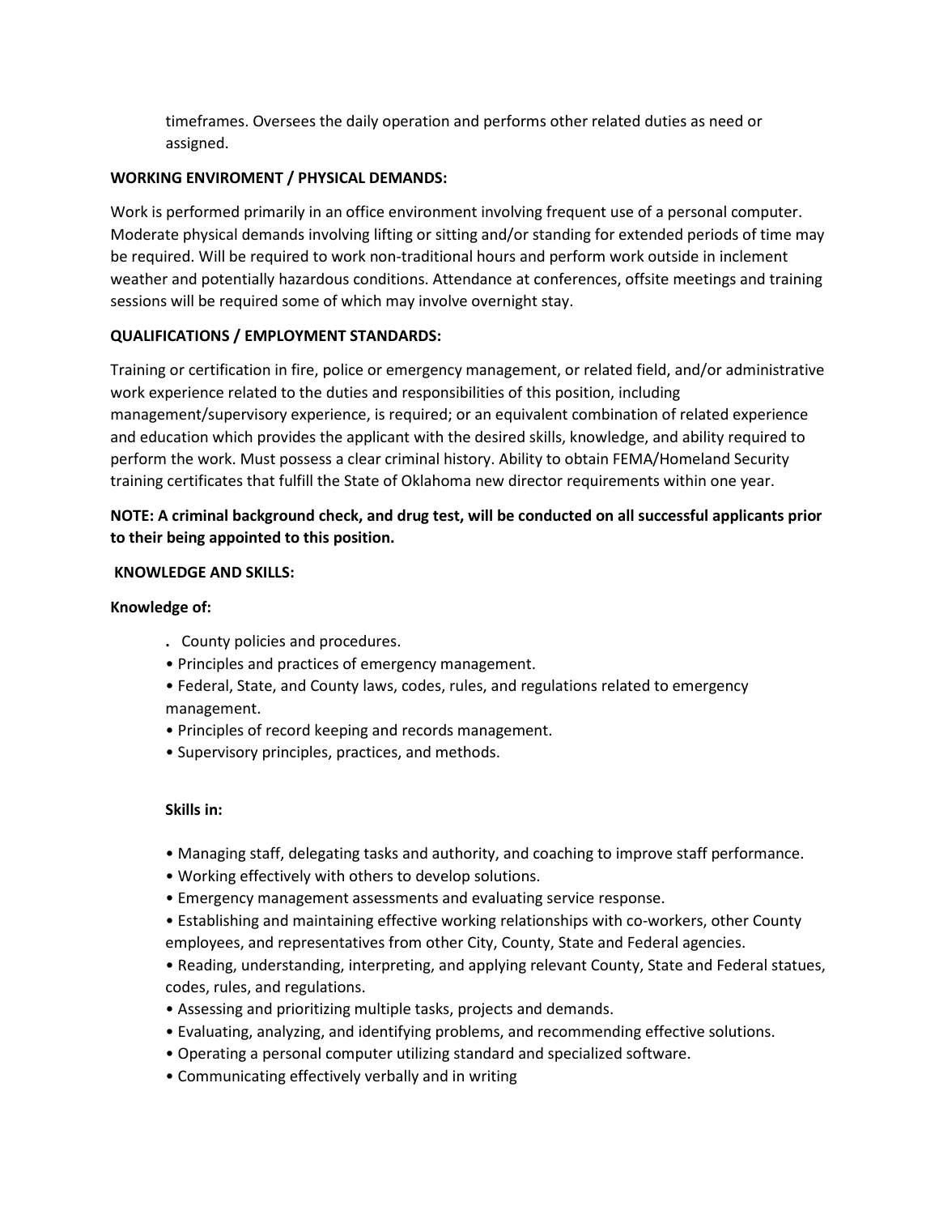timeframes. Oversees the daily operation and performs other related duties as need or assigned.

**WORKING ENVIROMENT / PHYSICAL DEMANDS:**

Work is performed primarily in an office environment involving frequent use of a personal computer. Moderate physical demands involving lifting or sitting and/or standing for extended periods of time may be required. Will be required to work non-traditional hours and perform work outside in inclement weather and potentially hazardous conditions. Attendance at conferences, offsite meetings and training sessions will be required some of which may involve overnight stay.

**QUALIFICATIONS / EMPLOYMENT STANDARDS:**

Training or certification in fire, police or emergency management, or related field, and/or administrative work experience related to the duties and responsibilities of this position, including management/supervisory experience, is required; or an equivalent combination of related experience and education which provides the applicant with the desired skills, knowledge, and ability required to perform the work. Must possess a clear criminal history. Ability to obtain FEMA/Homeland Security training certificates that fulfill the State of Oklahoma new director requirements within one year.

**NOTE: A criminal background check, and drug test, will be conducted on all successful applicants prior to their being appointed to this position.**

**KNOWLEDGE AND SKILLS:**

**Knowledge of:**

- County policies and procedures.
- Principles and practices of emergency management.
- Federal, State, and County laws, codes, rules, and regulations related to emergency management.
- Principles of record keeping and records management.
- Supervisory principles, practices, and methods.

**Skills in:**

- Managing staff, delegating tasks and authority, and coaching to improve staff performance.
- Working effectively with others to develop solutions.
- Emergency management assessments and evaluating service response.
- Establishing and maintaining effective working relationships with co-workers, other County employees, and representatives from other City, County, State and Federal agencies.
- Reading, understanding, interpreting, and applying relevant County, State and Federal statues, codes, rules, and regulations.
- Assessing and prioritizing multiple tasks, projects and demands.
- Evaluating, analyzing, and identifying problems, and recommending effective solutions.
- Operating a personal computer utilizing standard and specialized software.
- Communicating effectively verbally and in writing